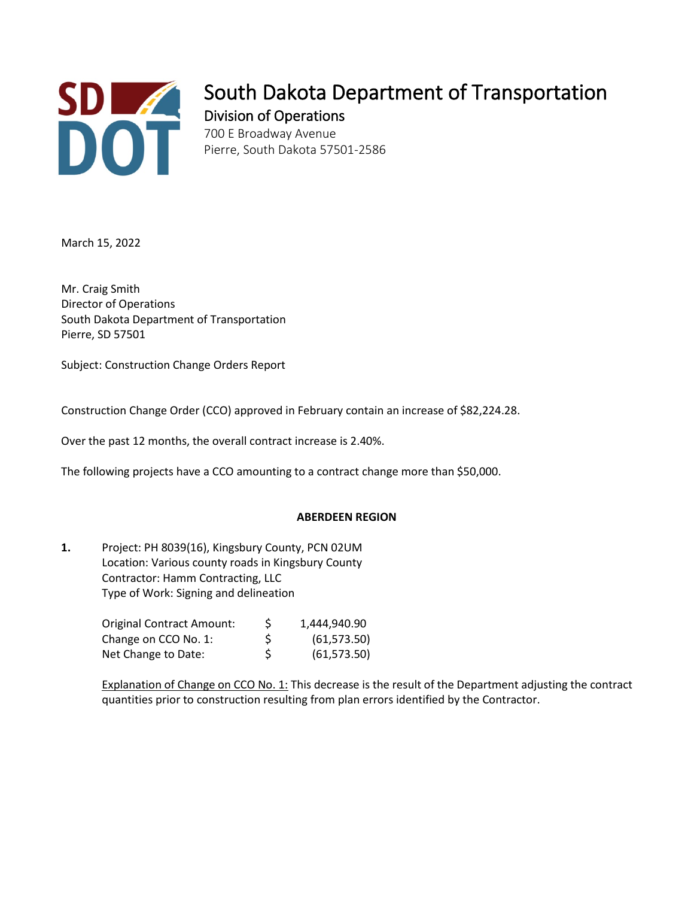# South Dakota Department of Transportation

## Division of Operations

700 E Broadway Avenue
Pierre, South Dakota 57501-2586

March 15, 2022

Mr. Craig Smith
Director of Operations
South Dakota Department of Transportation
Pierre, SD 57501

Subject: Construction Change Orders Report

Construction Change Order (CCO) approved in February contain an increase of $82,224.28.

Over the past 12 months, the overall contract increase is 2.40%.

The following projects have a CCO amounting to a contract change more than $50,000.

**ABERDEEN REGION**

**1.** Project: PH 8039(16), Kingsbury County, PCN 02UM
Location: Various county roads in Kingsbury County
Contractor: Hamm Contracting, LLC
Type of Work: Signing and delineation

| | | |
|---|---|---|
| Original Contract Amount: | $ | 1,444,940.90 |
| Change on CCO No. 1: | $ | (61,573.50) |
| Net Change to Date: | $ | (61,573.50) |

Explanation of Change on CCO No. 1: This decrease is the result of the Department adjusting the contract quantities prior to construction resulting from plan errors identified by the Contractor.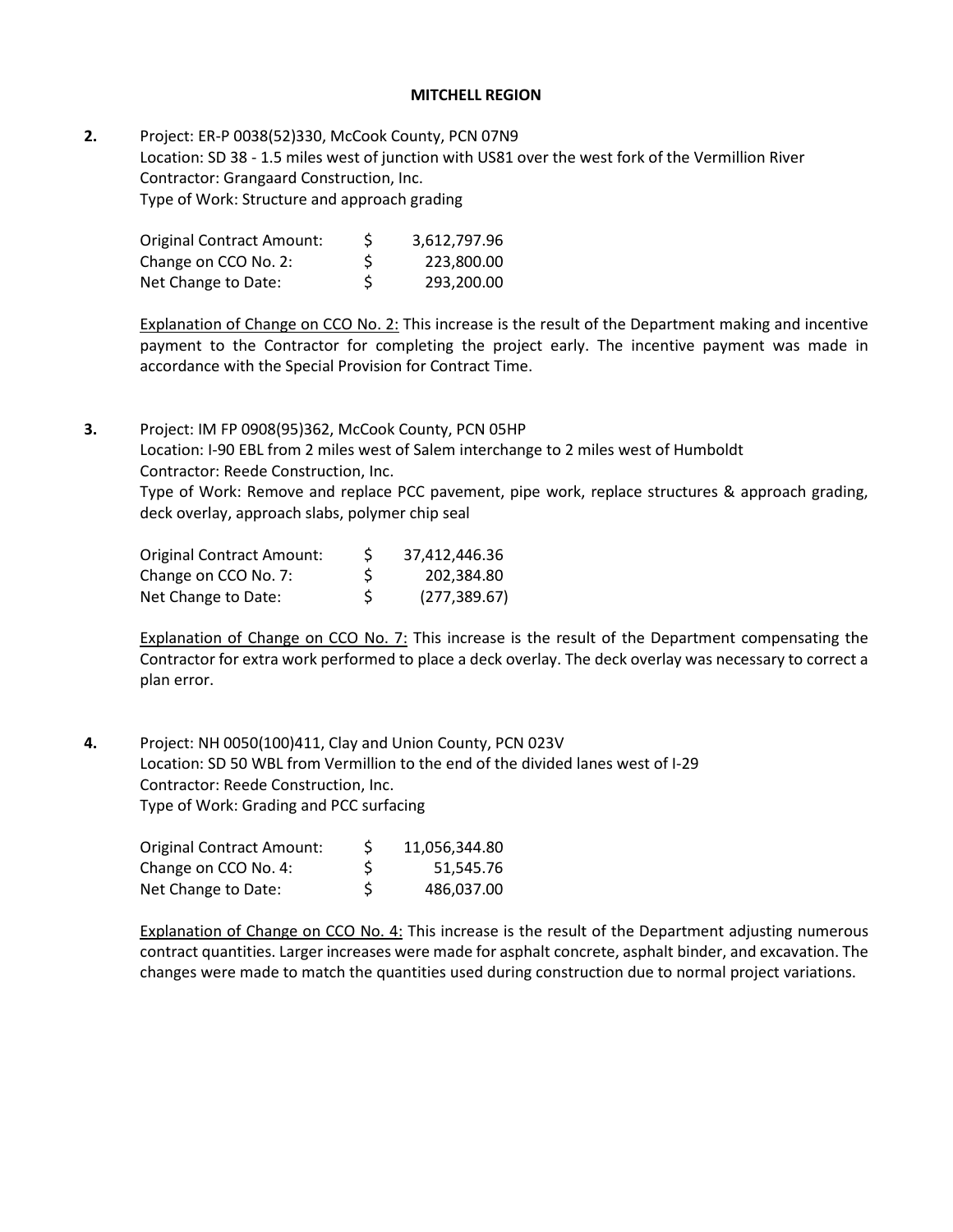**MITCHELL REGION**

**2.** Project: ER-P 0038(52)330, McCook County, PCN 07N9
Location: SD 38 - 1.5 miles west of junction with US81 over the west fork of the Vermillion River
Contractor: Grangaard Construction, Inc.
Type of Work: Structure and approach grading

| | | |
|---|---|---|
| Original Contract Amount: | $ | 3,612,797.96 |
| Change on CCO No. 2: | $ | 223,800.00 |
| Net Change to Date: | $ | 293,200.00 |

Explanation of Change on CCO No. 2: This increase is the result of the Department making and incentive payment to the Contractor for completing the project early. The incentive payment was made in accordance with the Special Provision for Contract Time.

**3.** Project: IM FP 0908(95)362, McCook County, PCN 05HP
Location: I-90 EBL from 2 miles west of Salem interchange to 2 miles west of Humboldt
Contractor: Reede Construction, Inc.
Type of Work: Remove and replace PCC pavement, pipe work, replace structures & approach grading, deck overlay, approach slabs, polymer chip seal

| | | |
|---|---|---|
| Original Contract Amount: | $ | 37,412,446.36 |
| Change on CCO No. 7: | $ | 202,384.80 |
| Net Change to Date: | $ | (277,389.67) |

Explanation of Change on CCO No. 7: This increase is the result of the Department compensating the Contractor for extra work performed to place a deck overlay. The deck overlay was necessary to correct a plan error.

**4.** Project: NH 0050(100)411, Clay and Union County, PCN 023V
Location: SD 50 WBL from Vermillion to the end of the divided lanes west of I-29
Contractor: Reede Construction, Inc.
Type of Work: Grading and PCC surfacing

| | | |
|---|---|---|
| Original Contract Amount: | $ | 11,056,344.80 |
| Change on CCO No. 4: | $ | 51,545.76 |
| Net Change to Date: | $ | 486,037.00 |

Explanation of Change on CCO No. 4: This increase is the result of the Department adjusting numerous contract quantities. Larger increases were made for asphalt concrete, asphalt binder, and excavation. The changes were made to match the quantities used during construction due to normal project variations.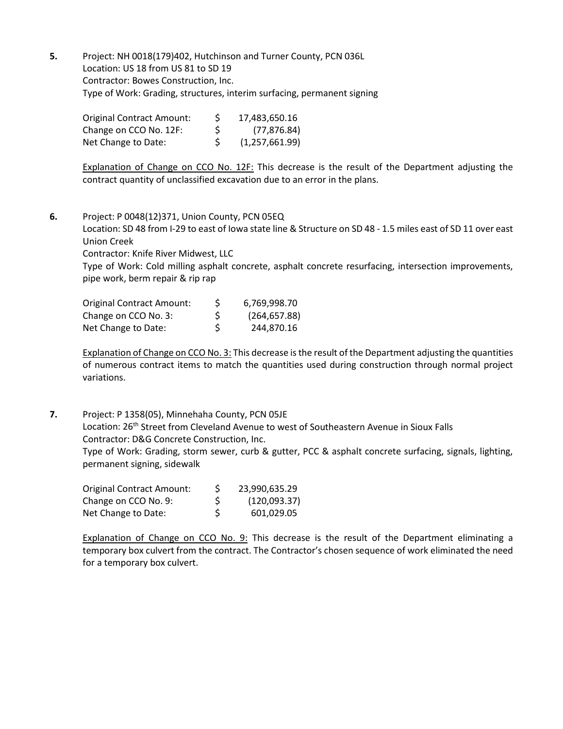5. Project: NH 0018(179)402, Hutchinson and Turner County, PCN 036L
Location: US 18 from US 81 to SD 19
Contractor: Bowes Construction, Inc.
Type of Work: Grading, structures, interim surfacing, permanent signing

| | | |
|---|---|---|
| Original Contract Amount: | $ | 17,483,650.16 |
| Change on CCO No. 12F: | $ | (77,876.84) |
| Net Change to Date: | $ | (1,257,661.99) |

Explanation of Change on CCO No. 12F: This decrease is the result of the Department adjusting the contract quantity of unclassified excavation due to an error in the plans.

6. Project: P 0048(12)371, Union County, PCN 05EQ
Location: SD 48 from I-29 to east of Iowa state line & Structure on SD 48 - 1.5 miles east of SD 11 over east Union Creek
Contractor: Knife River Midwest, LLC
Type of Work: Cold milling asphalt concrete, asphalt concrete resurfacing, intersection improvements, pipe work, berm repair & rip rap

| | | |
|---|---|---|
| Original Contract Amount: | $ | 6,769,998.70 |
| Change on CCO No. 3: | $ | (264,657.88) |
| Net Change to Date: | $ | 244,870.16 |

Explanation of Change on CCO No. 3: This decrease is the result of the Department adjusting the quantities of numerous contract items to match the quantities used during construction through normal project variations.

7. Project: P 1358(05), Minnehaha County, PCN 05JE
Location: 26th Street from Cleveland Avenue to west of Southeastern Avenue in Sioux Falls
Contractor: D&G Concrete Construction, Inc.
Type of Work: Grading, storm sewer, curb & gutter, PCC & asphalt concrete surfacing, signals, lighting, permanent signing, sidewalk

| | | |
|---|---|---|
| Original Contract Amount: | $ | 23,990,635.29 |
| Change on CCO No. 9: | $ | (120,093.37) |
| Net Change to Date: | $ | 601,029.05 |

Explanation of Change on CCO No. 9: This decrease is the result of the Department eliminating a temporary box culvert from the contract. The Contractor's chosen sequence of work eliminated the need for a temporary box culvert.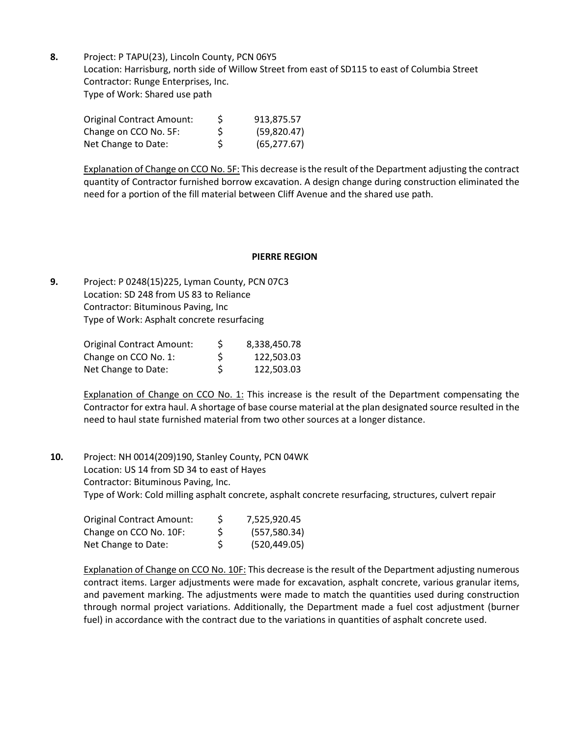**8.** Project: P TAPU(23), Lincoln County, PCN 06Y5
Location: Harrisburg, north side of Willow Street from east of SD115 to east of Columbia Street
Contractor: Runge Enterprises, Inc.
Type of Work: Shared use path

| | | |
|---|---|---|
| Original Contract Amount: | $ | 913,875.57 |
| Change on CCO No. 5F: | $ | (59,820.47) |
| Net Change to Date: | $ | (65,277.67) |

Explanation of Change on CCO No. 5F: This decrease is the result of the Department adjusting the contract quantity of Contractor furnished borrow excavation. A design change during construction eliminated the need for a portion of the fill material between Cliff Avenue and the shared use path.

## PIERRE REGION

**9.** Project: P 0248(15)225, Lyman County, PCN 07C3
Location: SD 248 from US 83 to Reliance
Contractor: Bituminous Paving, Inc
Type of Work: Asphalt concrete resurfacing

| | | |
|---|---|---|
| Original Contract Amount: | $ | 8,338,450.78 |
| Change on CCO No. 1: | $ | 122,503.03 |
| Net Change to Date: | $ | 122,503.03 |

Explanation of Change on CCO No. 1: This increase is the result of the Department compensating the Contractor for extra haul. A shortage of base course material at the plan designated source resulted in the need to haul state furnished material from two other sources at a longer distance.

**10.** Project: NH 0014(209)190, Stanley County, PCN 04WK
Location: US 14 from SD 34 to east of Hayes
Contractor: Bituminous Paving, Inc.
Type of Work: Cold milling asphalt concrete, asphalt concrete resurfacing, structures, culvert repair

| | | |
|---|---|---|
| Original Contract Amount: | $ | 7,525,920.45 |
| Change on CCO No. 10F: | $ | (557,580.34) |
| Net Change to Date: | $ | (520,449.05) |

Explanation of Change on CCO No. 10F: This decrease is the result of the Department adjusting numerous contract items. Larger adjustments were made for excavation, asphalt concrete, various granular items, and pavement marking. The adjustments were made to match the quantities used during construction through normal project variations. Additionally, the Department made a fuel cost adjustment (burner fuel) in accordance with the contract due to the variations in quantities of asphalt concrete used.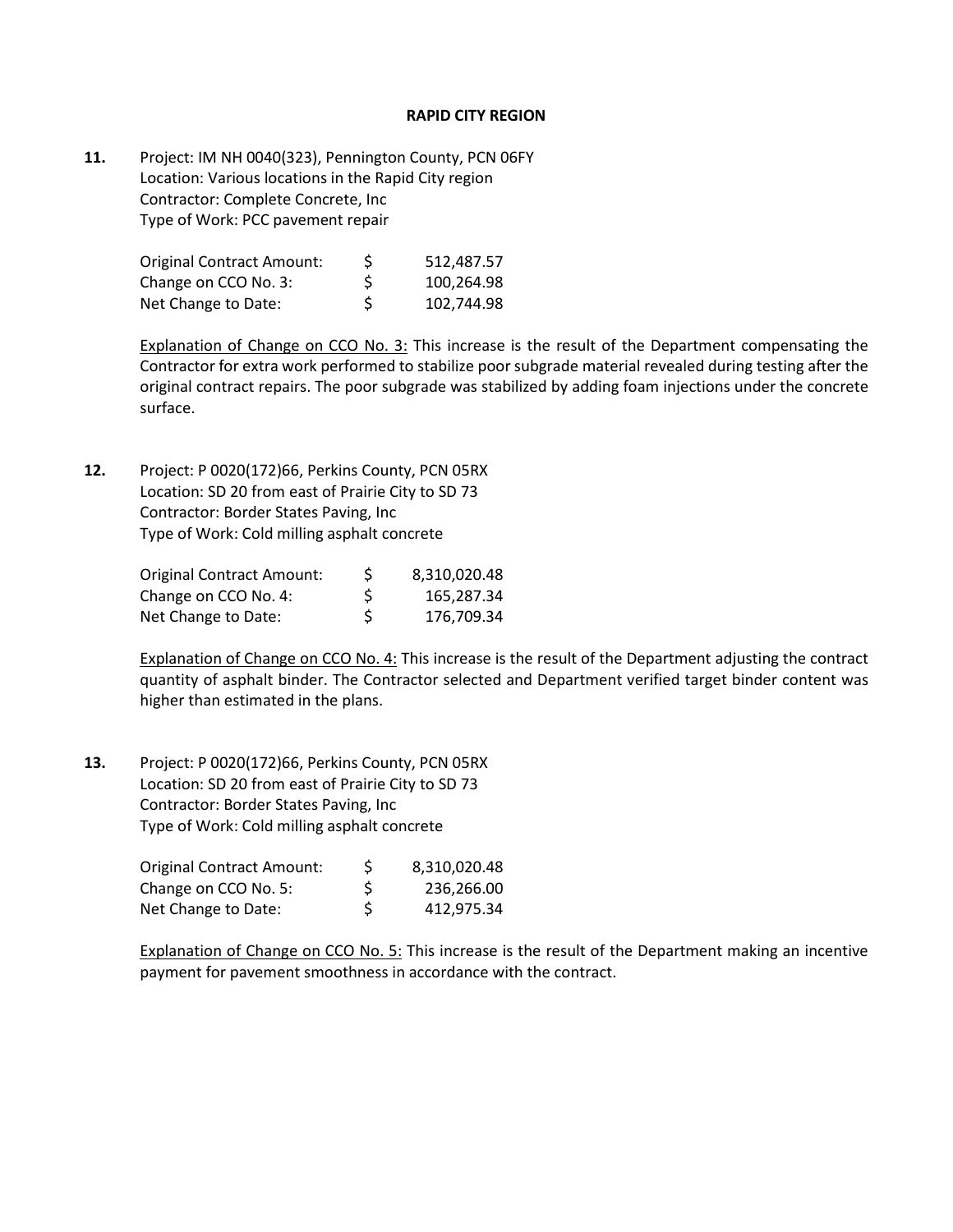**RAPID CITY REGION**

**11.** Project: IM NH 0040(323), Pennington County, PCN 06FY
Location: Various locations in the Rapid City region
Contractor: Complete Concrete, Inc
Type of Work: PCC pavement repair

| | | |
|---|---|---|
| Original Contract Amount: | $ | 512,487.57 |
| Change on CCO No. 3: | $ | 100,264.98 |
| Net Change to Date: | $ | 102,744.98 |

<u>Explanation of Change on CCO No. 3:</u> This increase is the result of the Department compensating the Contractor for extra work performed to stabilize poor subgrade material revealed during testing after the original contract repairs. The poor subgrade was stabilized by adding foam injections under the concrete surface.

**12.** Project: P 0020(172)66, Perkins County, PCN 05RX
Location: SD 20 from east of Prairie City to SD 73
Contractor: Border States Paving, Inc
Type of Work: Cold milling asphalt concrete

| | | |
|---|---|---|
| Original Contract Amount: | $ | 8,310,020.48 |
| Change on CCO No. 4: | $ | 165,287.34 |
| Net Change to Date: | $ | 176,709.34 |

<u>Explanation of Change on CCO No. 4:</u> This increase is the result of the Department adjusting the contract quantity of asphalt binder. The Contractor selected and Department verified target binder content was higher than estimated in the plans.

**13.** Project: P 0020(172)66, Perkins County, PCN 05RX
Location: SD 20 from east of Prairie City to SD 73
Contractor: Border States Paving, Inc
Type of Work: Cold milling asphalt concrete

| | | |
|---|---|---|
| Original Contract Amount: | $ | 8,310,020.48 |
| Change on CCO No. 5: | $ | 236,266.00 |
| Net Change to Date: | $ | 412,975.34 |

<u>Explanation of Change on CCO No. 5:</u> This increase is the result of the Department making an incentive payment for pavement smoothness in accordance with the contract.